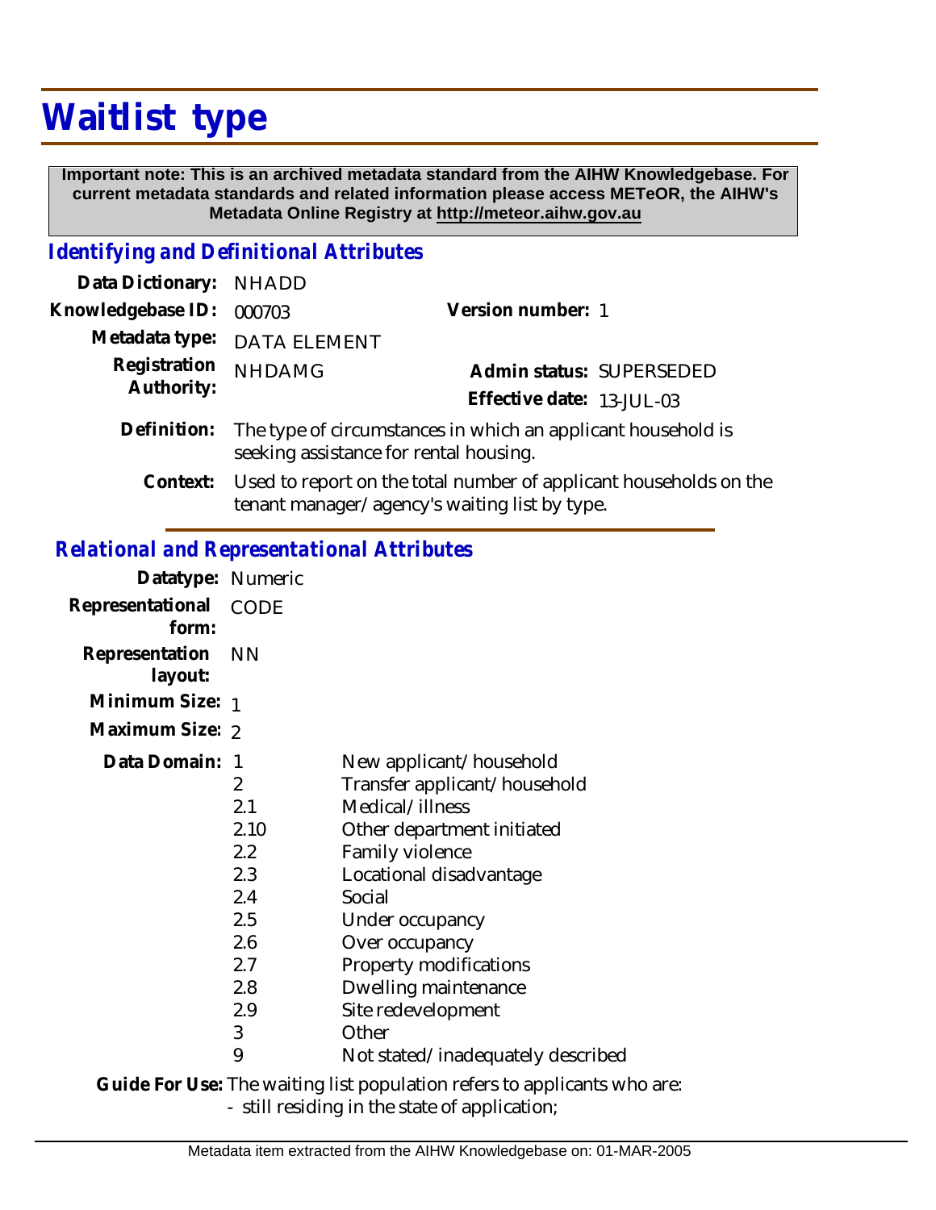# Waitlist type

**Important note: This is an archived metadata standard from the AIHW Knowledgebase. For current metadata standards and related information please access METeOR, the AIHW's Metadata Online Registry at http://meteor.aihw.gov.au**

## *Identifying and Definitional Attributes*

**Data Dictionary:** NHADD

**Knowledgebase ID:** 000703

**Version number:** 1

**Metadata type:** DATA ELEMENT

**Registration Authority:** NHDAMG

**Admin status:** SUPERSEDED

**Effective date:** 13-JUL-03

**Definition:** The type of circumstances in which an applicant household is seeking assistance for rental housing.

**Context:** Used to report on the total number of applicant households on the tenant manager/agency's waiting list by type.

## *Relational and Representational Attributes*

**Datatype:** Numeric

**Representational form:** CODE

**Representation layout:** NN

**Minimum Size:** 1

**Maximum Size:** 2

**Data Domain:**

| Code | Description |
|---|---|
| 1 | New applicant/household |
| 2 | Transfer applicant/household |
| 2.1 | Medical/illness |
| 2.10 | Other department initiated |
| 2.2 | Family violence |
| 2.3 | Locational disadvantage |
| 2.4 | Social |
| 2.5 | Under occupancy |
| 2.6 | Over occupancy |
| 2.7 | Property modifications |
| 2.8 | Dwelling maintenance |
| 2.9 | Site redevelopment |
| 3 | Other |
| 9 | Not stated/inadequately described |

**Guide For Use:** The waiting list population refers to applicants who are:

- still residing in the state of application;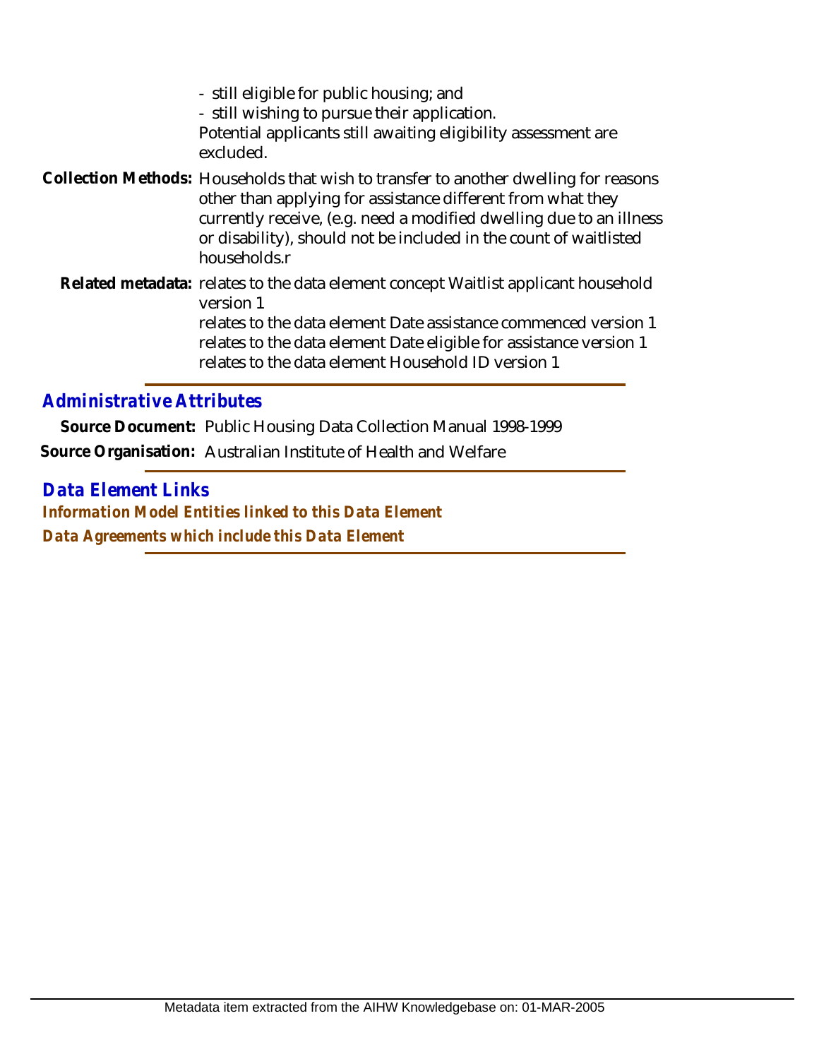- still eligible for public housing; and

- still wishing to pursue their application.

Potential applicants still awaiting eligibility assessment are excluded.

**Collection Methods:** Households that wish to transfer to another dwelling for reasons other than applying for assistance different from what they currently receive, (e.g. need a modified dwelling due to an illness or disability), should not be included in the count of waitlisted households.r

**Related metadata:** relates to the data element concept Waitlist applicant household version 1
relates to the data element Date assistance commenced version 1
relates to the data element Date eligible for assistance version 1
relates to the data element Household ID version 1

## *Administrative Attributes*

**Source Document:** Public Housing Data Collection Manual 1998-1999

**Source Organisation:** Australian Institute of Health and Welfare

## *Data Element Links*

***Information Model Entities linked to this Data Element***

***Data Agreements which include this Data Element***

Metadata item extracted from the AIHW Knowledgebase on: 01-MAR-2005